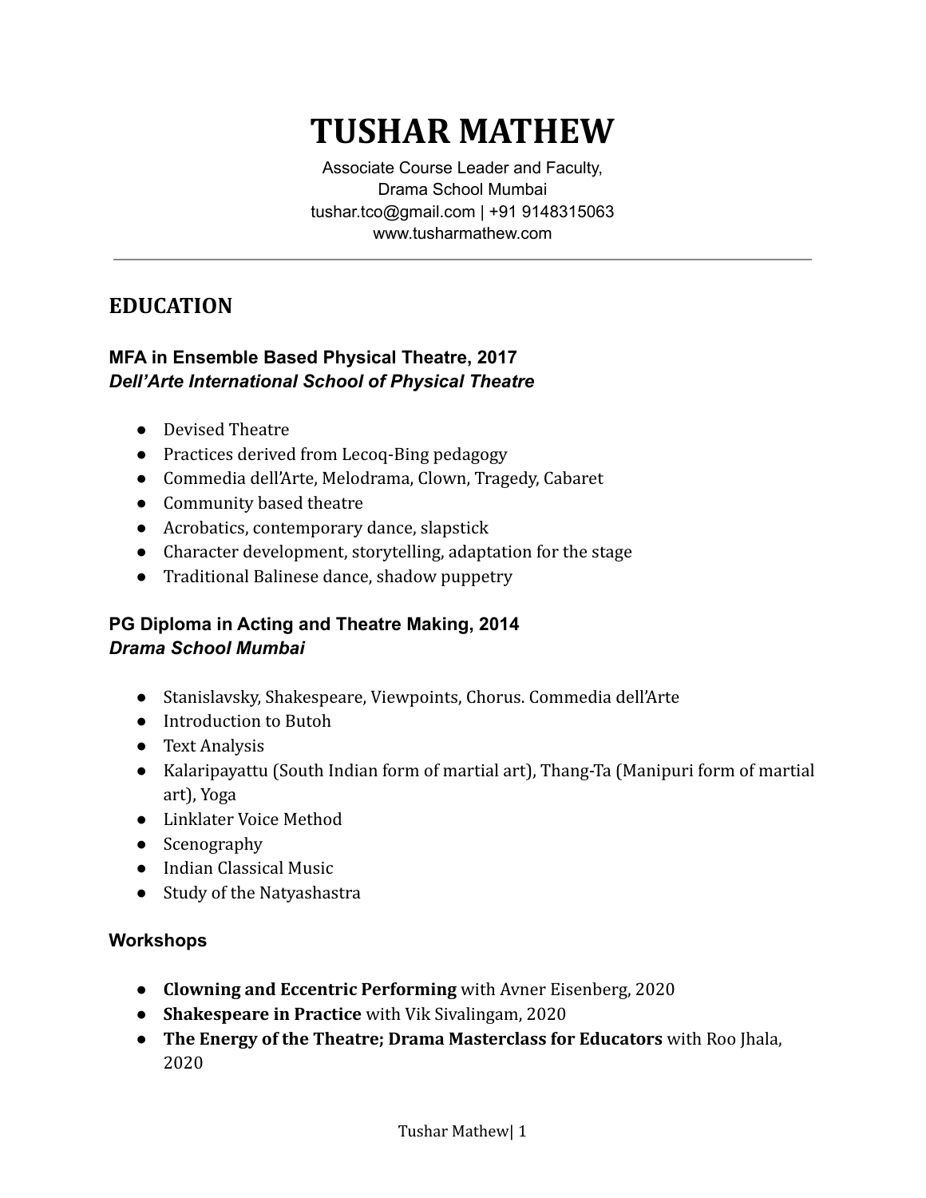# TUSHAR MATHEW

Associate Course Leader and Faculty,
Drama School Mumbai
tushar.tco@gmail.com | +91 9148315063
www.tusharmathew.com

---

## EDUCATION

### MFA in Ensemble Based Physical Theatre, 2017
***Dell'Arte International School of Physical Theatre***

- Devised Theatre
- Practices derived from Lecoq-Bing pedagogy
- Commedia dell'Arte, Melodrama, Clown, Tragedy, Cabaret
- Community based theatre
- Acrobatics, contemporary dance, slapstick
- Character development, storytelling, adaptation for the stage
- Traditional Balinese dance, shadow puppetry

### PG Diploma in Acting and Theatre Making, 2014
***Drama School Mumbai***

- Stanislavsky, Shakespeare, Viewpoints, Chorus. Commedia dell'Arte
- Introduction to Butoh
- Text Analysis
- Kalaripayattu (South Indian form of martial art), Thang-Ta (Manipuri form of martial art), Yoga
- Linklater Voice Method
- Scenography
- Indian Classical Music
- Study of the Natyashastra

### Workshops

- **Clowning and Eccentric Performing** with Avner Eisenberg, 2020
- **Shakespeare in Practice** with Vik Sivalingam, 2020
- **The Energy of the Theatre; Drama Masterclass for Educators** with Roo Jhala, 2020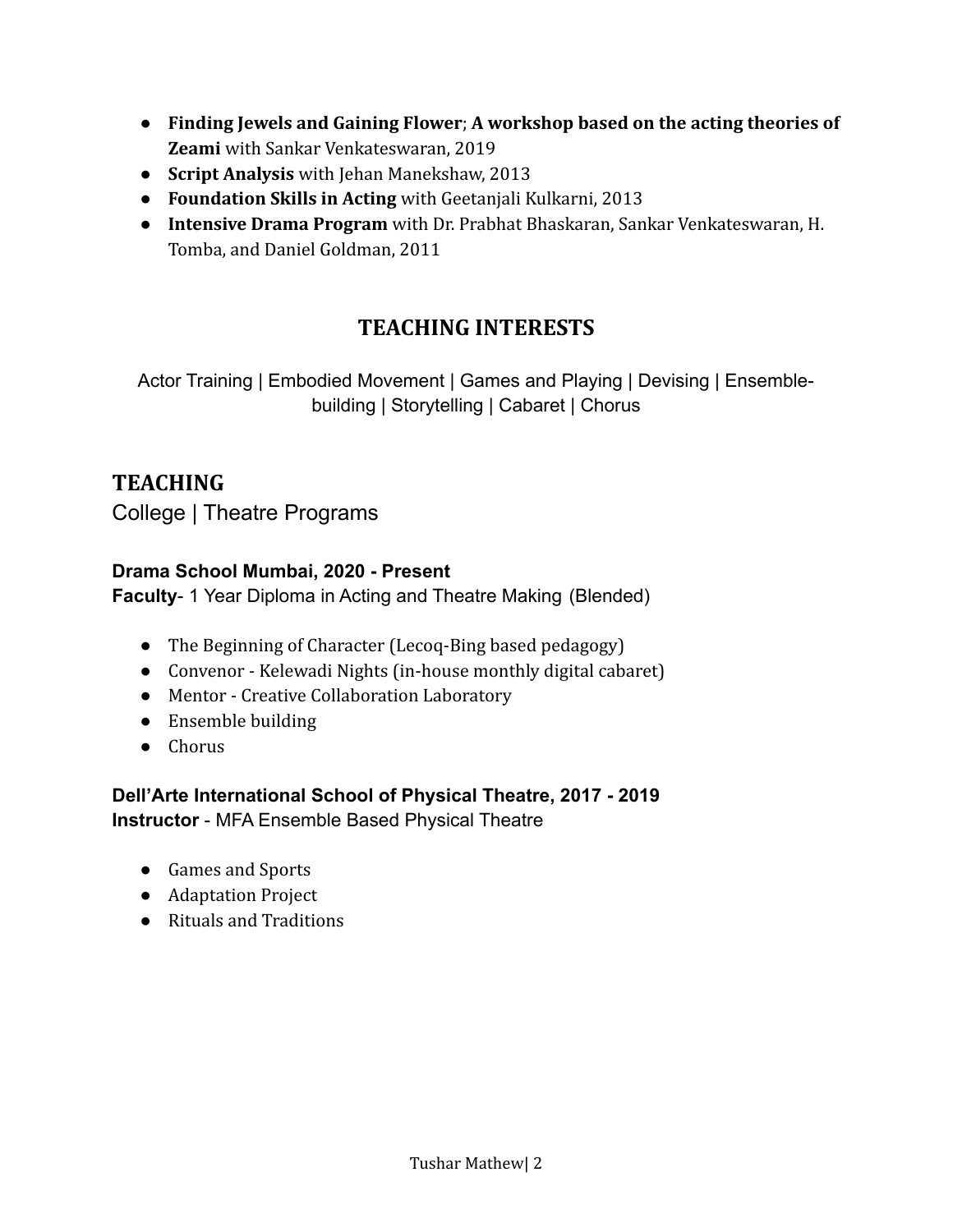- **Finding Jewels and Gaining Flower**; **A workshop based on the acting theories of Zeami** with Sankar Venkateswaran, 2019
- **Script Analysis** with Jehan Manekshaw, 2013
- **Foundation Skills in Acting** with Geetanjali Kulkarni, 2013
- **Intensive Drama Program** with Dr. Prabhat Bhaskaran, Sankar Venkateswaran, H. Tomba, and Daniel Goldman, 2011

## TEACHING INTERESTS

Actor Training | Embodied Movement | Games and Playing | Devising | Ensemble-building | Storytelling | Cabaret | Chorus

## TEACHING

College | Theatre Programs

**Drama School Mumbai, 2020 - Present**
**Faculty**- 1 Year Diploma in Acting and Theatre Making (Blended)

- The Beginning of Character (Lecoq-Bing based pedagogy)
- Convenor - Kelewadi Nights (in-house monthly digital cabaret)
- Mentor - Creative Collaboration Laboratory
- Ensemble building
- Chorus

**Dell'Arte International School of Physical Theatre, 2017 - 2019**
**Instructor** - MFA Ensemble Based Physical Theatre

- Games and Sports
- Adaptation Project
- Rituals and Traditions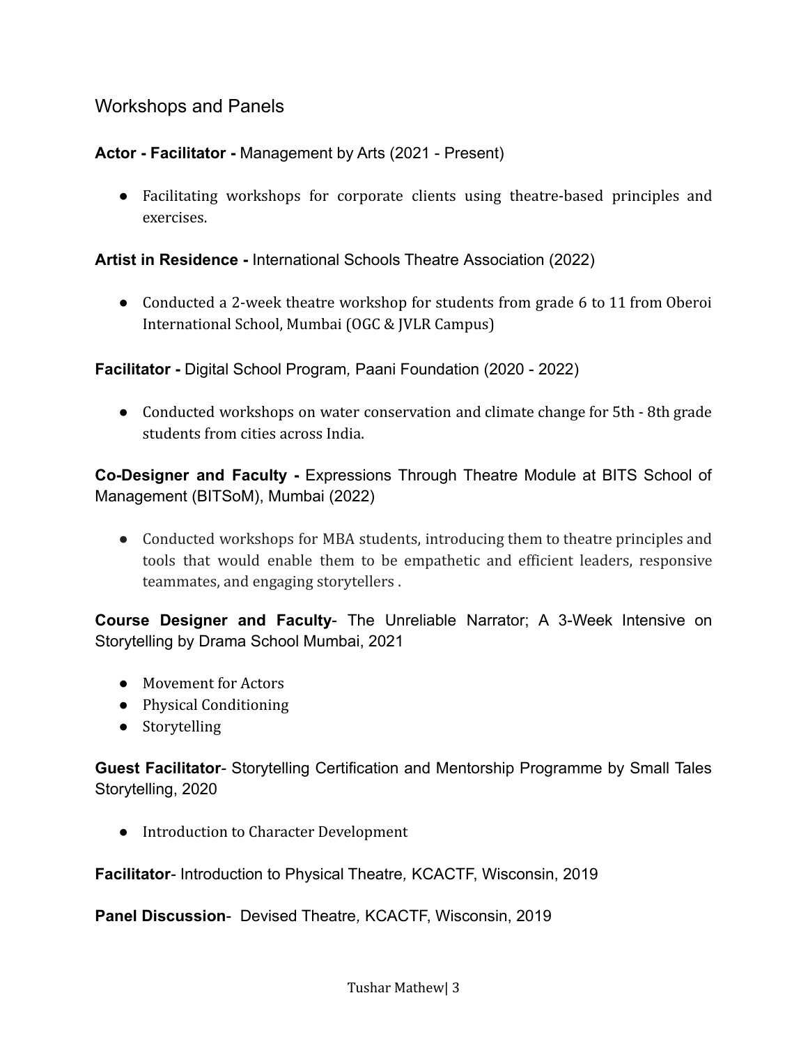## Workshops and Panels

**Actor - Facilitator -** Management by Arts (2021 - Present)

- Facilitating workshops for corporate clients using theatre-based principles and exercises.

**Artist in Residence -** International Schools Theatre Association (2022)

- Conducted a 2-week theatre workshop for students from grade 6 to 11 from Oberoi International School, Mumbai (OGC & JVLR Campus)

**Facilitator -** Digital School Program, Paani Foundation (2020 - 2022)

- Conducted workshops on water conservation and climate change for 5th - 8th grade students from cities across India.

**Co-Designer and Faculty -** Expressions Through Theatre Module at BITS School of Management (BITSoM), Mumbai (2022)

- Conducted workshops for MBA students, introducing them to theatre principles and tools that would enable them to be empathetic and efficient leaders, responsive teammates, and engaging storytellers .

**Course Designer and Faculty**- The Unreliable Narrator; A 3-Week Intensive on Storytelling by Drama School Mumbai, 2021

- Movement for Actors
- Physical Conditioning
- Storytelling

**Guest Facilitator**- Storytelling Certification and Mentorship Programme by Small Tales Storytelling, 2020

- Introduction to Character Development

**Facilitator**- Introduction to Physical Theatre, KCACTF, Wisconsin, 2019

**Panel Discussion**- Devised Theatre, KCACTF, Wisconsin, 2019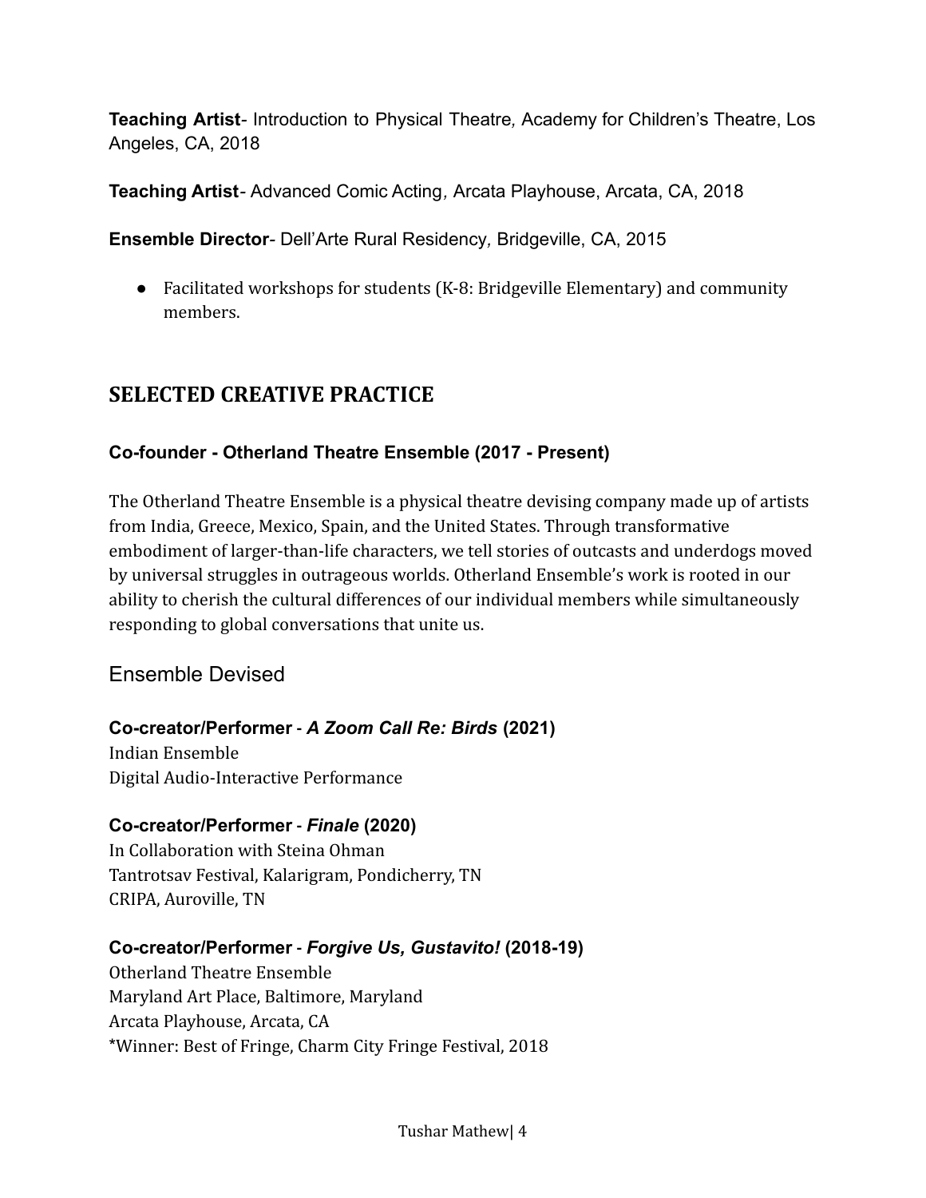**Teaching Artist**- Introduction to Physical Theatre, Academy for Children's Theatre, Los Angeles, CA, 2018

**Teaching Artist**- Advanced Comic Acting, Arcata Playhouse, Arcata, CA, 2018

**Ensemble Director**- Dell'Arte Rural Residency, Bridgeville, CA, 2015

- Facilitated workshops for students (K-8: Bridgeville Elementary) and community members.

## SELECTED CREATIVE PRACTICE

### Co-founder - Otherland Theatre Ensemble (2017 - Present)

The Otherland Theatre Ensemble is a physical theatre devising company made up of artists from India, Greece, Mexico, Spain, and the United States. Through transformative embodiment of larger-than-life characters, we tell stories of outcasts and underdogs moved by universal struggles in outrageous worlds. Otherland Ensemble's work is rooted in our ability to cherish the cultural differences of our individual members while simultaneously responding to global conversations that unite us.

### Ensemble Devised

**Co-creator/Performer - *A Zoom Call Re: Birds* (2021)**
Indian Ensemble
Digital Audio-Interactive Performance

**Co-creator/Performer - *Finale* (2020)**
In Collaboration with Steina Ohman
Tantrotsav Festival, Kalarigram, Pondicherry, TN
CRIPA, Auroville, TN

**Co-creator/Performer - *Forgive Us, Gustavito!* (2018-19)**
Otherland Theatre Ensemble
Maryland Art Place, Baltimore, Maryland
Arcata Playhouse, Arcata, CA
*Winner: Best of Fringe, Charm City Fringe Festival, 2018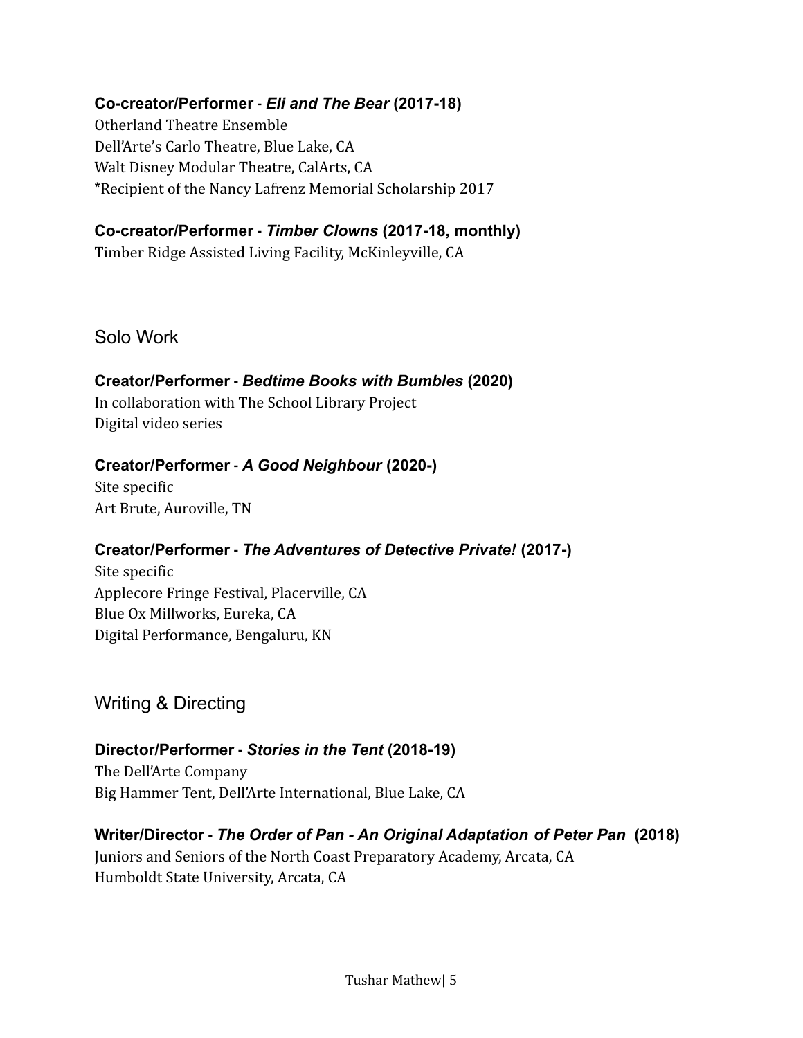**Co-creator/Performer** - ***Eli and The Bear*** **(2017-18)**
Otherland Theatre Ensemble
Dell'Arte's Carlo Theatre, Blue Lake, CA
Walt Disney Modular Theatre, CalArts, CA
*Recipient of the Nancy Lafrenz Memorial Scholarship 2017

**Co-creator/Performer** - ***Timber Clowns*** **(2017-18, monthly)**
Timber Ridge Assisted Living Facility, McKinleyville, CA

## Solo Work

**Creator/Performer** - ***Bedtime Books with Bumbles*** **(2020)**
In collaboration with The School Library Project
Digital video series

**Creator/Performer** - ***A Good Neighbour*** **(2020-)**
Site specific
Art Brute, Auroville, TN

**Creator/Performer** - ***The Adventures of Detective Private!*** **(2017-)**
Site specific
Applecore Fringe Festival, Placerville, CA
Blue Ox Millworks, Eureka, CA
Digital Performance, Bengaluru, KN

## Writing & Directing

**Director/Performer** - ***Stories in the Tent*** **(2018-19)**
The Dell'Arte Company
Big Hammer Tent, Dell'Arte International, Blue Lake, CA

**Writer/Director** - ***The Order of Pan - An Original Adaptation of Peter Pan*** **(2018)**
Juniors and Seniors of the North Coast Preparatory Academy, Arcata, CA
Humboldt State University, Arcata, CA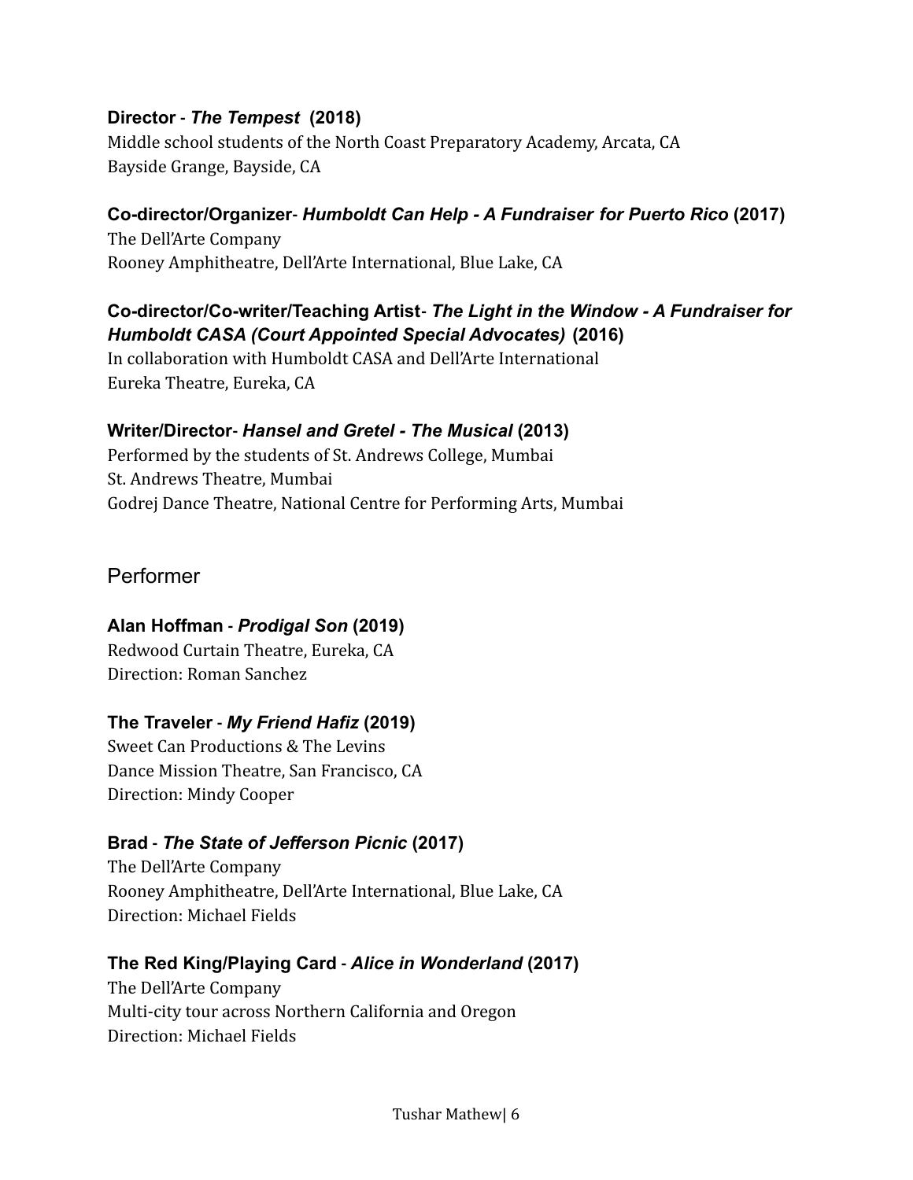**Director** - ***The Tempest*** **(2018)**
Middle school students of the North Coast Preparatory Academy, Arcata, CA
Bayside Grange, Bayside, CA

**Co-director/Organizer**- ***Humboldt Can Help - A Fundraiser for Puerto Rico*** **(2017)**
The Dell'Arte Company
Rooney Amphitheatre, Dell'Arte International, Blue Lake, CA

**Co-director/Co-writer/Teaching Artist**- ***The Light in the Window - A Fundraiser for Humboldt CASA (Court Appointed Special Advocates)*** **(2016)**
In collaboration with Humboldt CASA and Dell'Arte International
Eureka Theatre, Eureka, CA

**Writer/Director**- ***Hansel and Gretel - The Musical*** **(2013)**
Performed by the students of St. Andrews College, Mumbai
St. Andrews Theatre, Mumbai
Godrej Dance Theatre, National Centre for Performing Arts, Mumbai

## Performer

**Alan Hoffman** - ***Prodigal Son*** **(2019)**
Redwood Curtain Theatre, Eureka, CA
Direction: Roman Sanchez

**The Traveler** - ***My Friend Hafiz*** **(2019)**
Sweet Can Productions & The Levins
Dance Mission Theatre, San Francisco, CA
Direction: Mindy Cooper

**Brad** - ***The State of Jefferson Picnic*** **(2017)**
The Dell'Arte Company
Rooney Amphitheatre, Dell'Arte International, Blue Lake, CA
Direction: Michael Fields

**The Red King/Playing Card** - ***Alice in Wonderland*** **(2017)**
The Dell'Arte Company
Multi-city tour across Northern California and Oregon
Direction: Michael Fields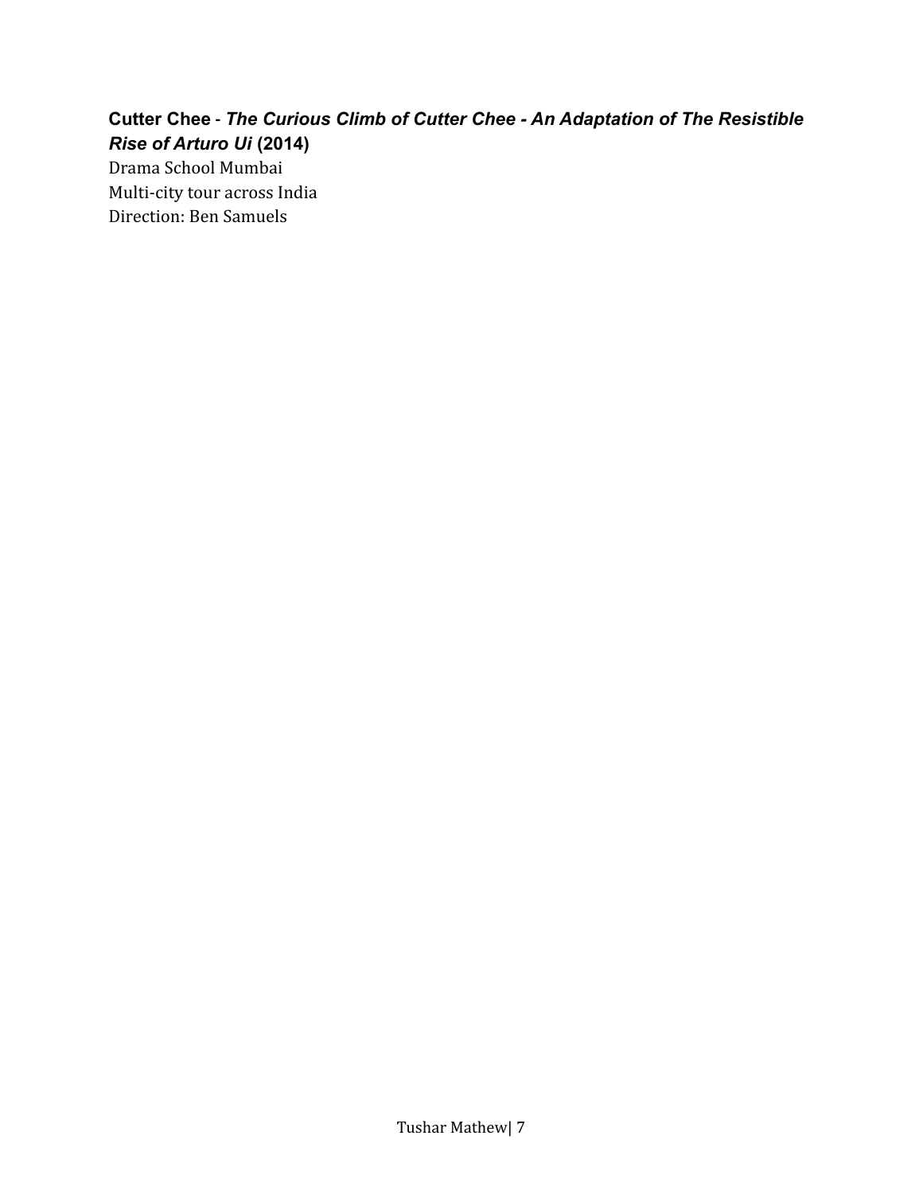**Cutter Chee** - ***The Curious Climb of Cutter Chee - An Adaptation of The Resistible Rise of Arturo Ui* (2014)**

Drama School Mumbai
Multi-city tour across India
Direction: Ben Samuels